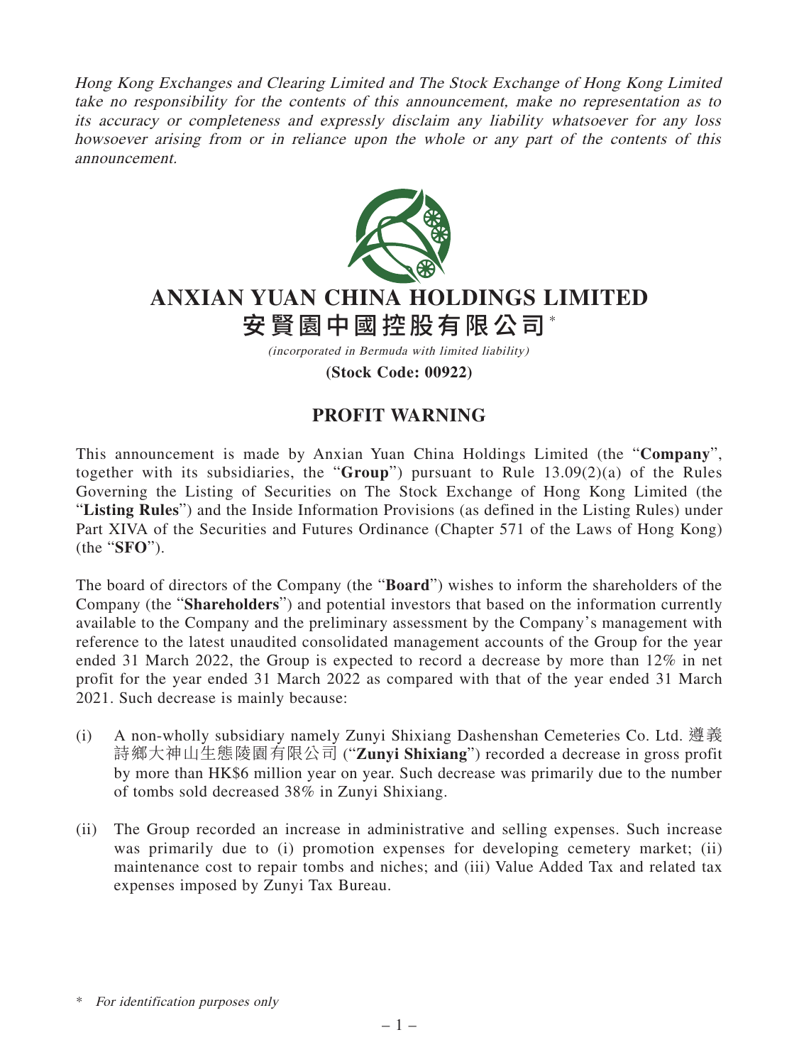*Hong Kong Exchanges and Clearing Limited and The Stock Exchange of Hong Kong Limited take no responsibility for the contents of this announcement, make no representation as to its accuracy or completeness and expressly disclaim any liability whatsoever for any loss howsoever arising from or in reliance upon the whole or any part of the contents of this announcement.*

# ANXIAN YUAN CHINA HOLDINGS LIMITED
# 安賢園中國控股有限公司*

*(incorporated in Bermuda with limited liability)*

**(Stock Code: 00922)**

## PROFIT WARNING

This announcement is made by Anxian Yuan China Holdings Limited (the "**Company**", together with its subsidiaries, the "**Group**") pursuant to Rule 13.09(2)(a) of the Rules Governing the Listing of Securities on The Stock Exchange of Hong Kong Limited (the "**Listing Rules**") and the Inside Information Provisions (as defined in the Listing Rules) under Part XIVA of the Securities and Futures Ordinance (Chapter 571 of the Laws of Hong Kong) (the "**SFO**").

The board of directors of the Company (the "**Board**") wishes to inform the shareholders of the Company (the "**Shareholders**") and potential investors that based on the information currently available to the Company and the preliminary assessment by the Company's management with reference to the latest unaudited consolidated management accounts of the Group for the year ended 31 March 2022, the Group is expected to record a decrease by more than 12% in net profit for the year ended 31 March 2022 as compared with that of the year ended 31 March 2021. Such decrease is mainly because:

(i) A non-wholly subsidiary namely Zunyi Shixiang Dashenshan Cemeteries Co. Ltd. 遵義詩鄉大神山生態陵園有限公司 ("**Zunyi Shixiang**") recorded a decrease in gross profit by more than HK$6 million year on year. Such decrease was primarily due to the number of tombs sold decreased 38% in Zunyi Shixiang.

(ii) The Group recorded an increase in administrative and selling expenses. Such increase was primarily due to (i) promotion expenses for developing cemetery market; (ii) maintenance cost to repair tombs and niches; and (iii) Value Added Tax and related tax expenses imposed by Zunyi Tax Bureau.

\* *For identification purposes only*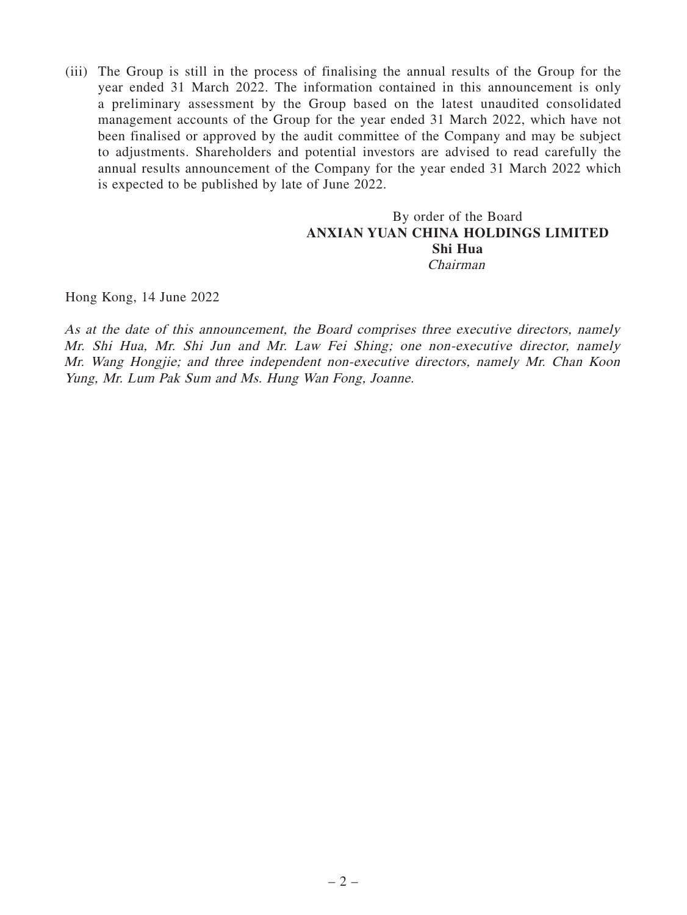(iii) The Group is still in the process of finalising the annual results of the Group for the year ended 31 March 2022. The information contained in this announcement is only a preliminary assessment by the Group based on the latest unaudited consolidated management accounts of the Group for the year ended 31 March 2022, which have not been finalised or approved by the audit committee of the Company and may be subject to adjustments. Shareholders and potential investors are advised to read carefully the annual results announcement of the Company for the year ended 31 March 2022 which is expected to be published by late of June 2022.

By order of the Board
**ANXIAN YUAN CHINA HOLDINGS LIMITED**
**Shi Hua**
*Chairman*

Hong Kong, 14 June 2022

*As at the date of this announcement, the Board comprises three executive directors, namely Mr. Shi Hua, Mr. Shi Jun and Mr. Law Fei Shing; one non-executive director, namely Mr. Wang Hongjie; and three independent non-executive directors, namely Mr. Chan Koon Yung, Mr. Lum Pak Sum and Ms. Hung Wan Fong, Joanne.*